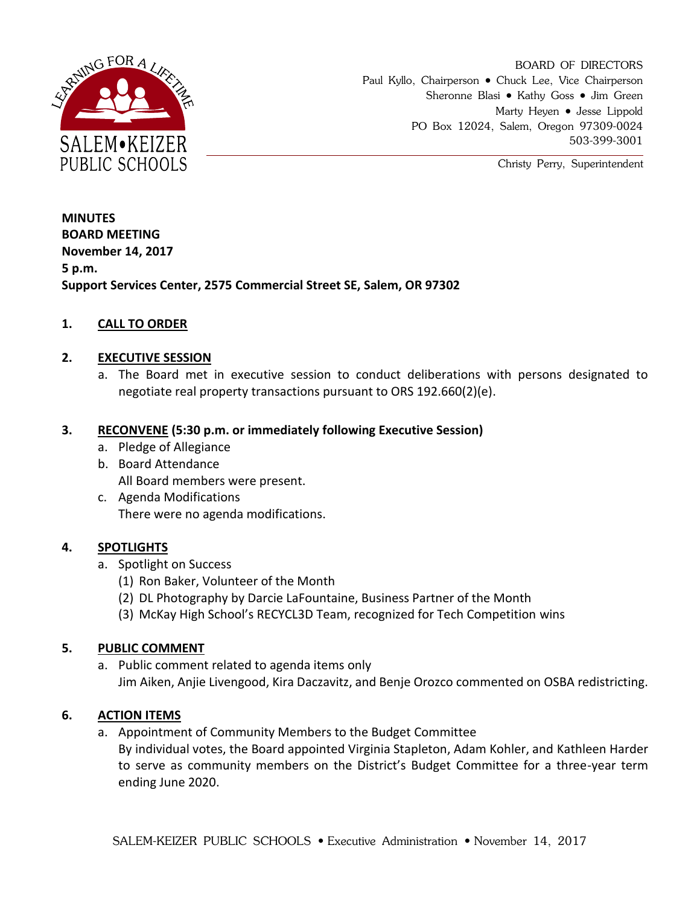SALEM•KEIZER PUBLIC SCHOOLS

BOARD OF DIRECTORS
Paul Kyllo, Chairperson • Chuck Lee, Vice Chairperson
Sheronne Blasi • Kathy Goss • Jim Green
Marty Heyen • Jesse Lippold
PO Box 12024, Salem, Oregon 97309-0024
503-399-3001

Christy Perry, Superintendent

**MINUTES**
**BOARD MEETING**
**November 14, 2017**
**5 p.m.**
**Support Services Center, 2575 Commercial Street SE, Salem, OR 97302**

## 1. CALL TO ORDER

## 2. EXECUTIVE SESSION

a. The Board met in executive session to conduct deliberations with persons designated to negotiate real property transactions pursuant to ORS 192.660(2)(e).

## 3. RECONVENE (5:30 p.m. or immediately following Executive Session)

a. Pledge of Allegiance
b. Board Attendance
   All Board members were present.
c. Agenda Modifications
   There were no agenda modifications.

## 4. SPOTLIGHTS

a. Spotlight on Success
   (1) Ron Baker, Volunteer of the Month
   (2) DL Photography by Darcie LaFountaine, Business Partner of the Month
   (3) McKay High School's RECYCL3D Team, recognized for Tech Competition wins

## 5. PUBLIC COMMENT

a. Public comment related to agenda items only
   Jim Aiken, Anjie Livengood, Kira Daczavitz, and Benje Orozco commented on OSBA redistricting.

## 6. ACTION ITEMS

a. Appointment of Community Members to the Budget Committee
   By individual votes, the Board appointed Virginia Stapleton, Adam Kohler, and Kathleen Harder to serve as community members on the District's Budget Committee for a three-year term ending June 2020.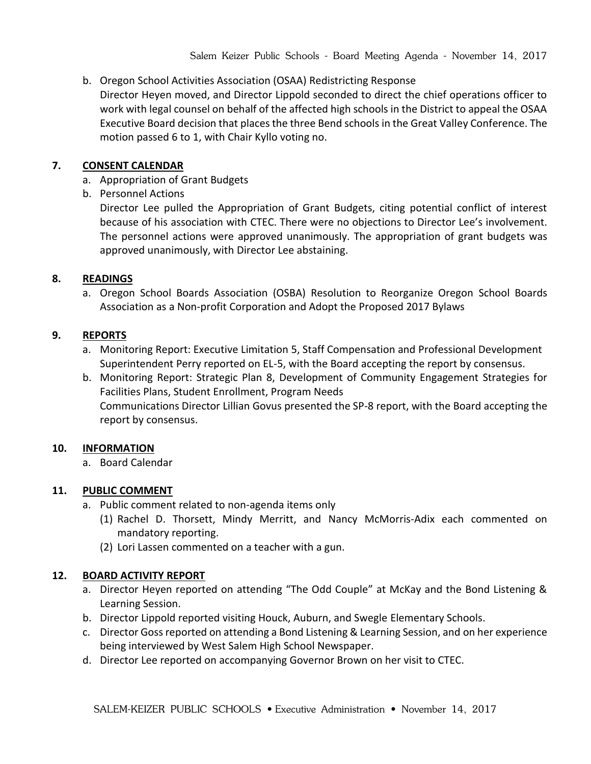b. Oregon School Activities Association (OSAA) Redistricting Response

   Director Heyen moved, and Director Lippold seconded to direct the chief operations officer to work with legal counsel on behalf of the affected high schools in the District to appeal the OSAA Executive Board decision that places the three Bend schools in the Great Valley Conference. The motion passed 6 to 1, with Chair Kyllo voting no.

## 7. CONSENT CALENDAR

a. Appropriation of Grant Budgets

b. Personnel Actions

   Director Lee pulled the Appropriation of Grant Budgets, citing potential conflict of interest because of his association with CTEC. There were no objections to Director Lee's involvement. The personnel actions were approved unanimously. The appropriation of grant budgets was approved unanimously, with Director Lee abstaining.

## 8. READINGS

a. Oregon School Boards Association (OSBA) Resolution to Reorganize Oregon School Boards Association as a Non-profit Corporation and Adopt the Proposed 2017 Bylaws

## 9. REPORTS

a. Monitoring Report: Executive Limitation 5, Staff Compensation and Professional Development

   Superintendent Perry reported on EL-5, with the Board accepting the report by consensus.

b. Monitoring Report: Strategic Plan 8, Development of Community Engagement Strategies for Facilities Plans, Student Enrollment, Program Needs

   Communications Director Lillian Govus presented the SP-8 report, with the Board accepting the report by consensus.

## 10. INFORMATION

a. Board Calendar

## 11. PUBLIC COMMENT

a. Public comment related to non-agenda items only

   (1) Rachel D. Thorsett, Mindy Merritt, and Nancy McMorris-Adix each commented on mandatory reporting.

   (2) Lori Lassen commented on a teacher with a gun.

## 12. BOARD ACTIVITY REPORT

a. Director Heyen reported on attending "The Odd Couple" at McKay and the Bond Listening & Learning Session.

b. Director Lippold reported visiting Houck, Auburn, and Swegle Elementary Schools.

c. Director Goss reported on attending a Bond Listening & Learning Session, and on her experience being interviewed by West Salem High School Newspaper.

d. Director Lee reported on accompanying Governor Brown on her visit to CTEC.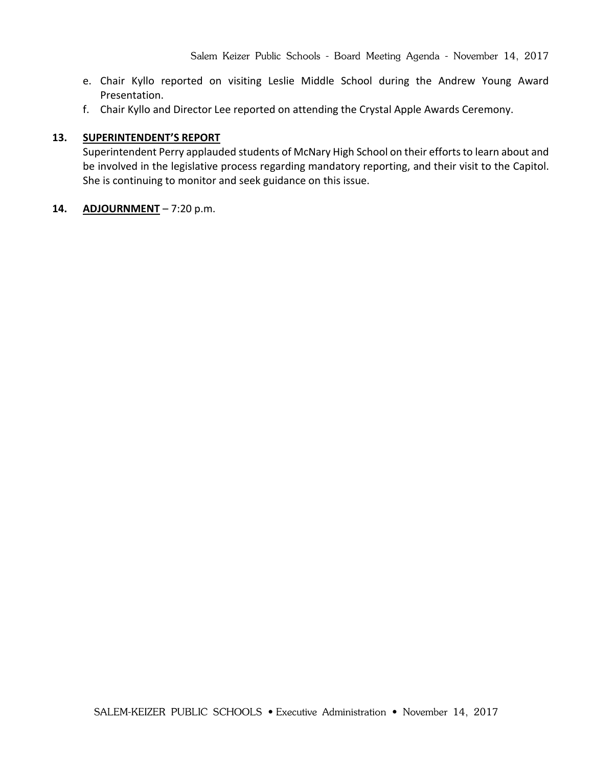e. Chair Kyllo reported on visiting Leslie Middle School during the Andrew Young Award Presentation.
f. Chair Kyllo and Director Lee reported on attending the Crystal Apple Awards Ceremony.

**13. SUPERINTENDENT'S REPORT**

Superintendent Perry applauded students of McNary High School on their efforts to learn about and be involved in the legislative process regarding mandatory reporting, and their visit to the Capitol. She is continuing to monitor and seek guidance on this issue.

**14. ADJOURNMENT** – 7:20 p.m.